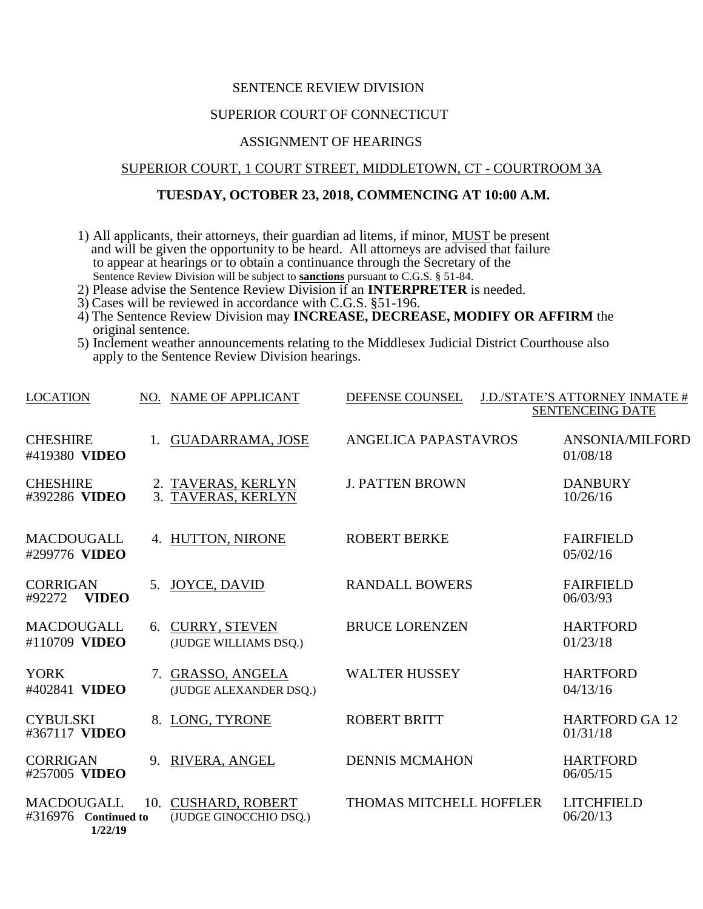SENTENCE REVIEW DIVISION

SUPERIOR COURT OF CONNECTICUT

ASSIGNMENT OF HEARINGS

SUPERIOR COURT, 1 COURT STREET, MIDDLETOWN, CT - COURTROOM 3A

**TUESDAY, OCTOBER 23, 2018, COMMENCING AT 10:00 A.M.**

1) All applicants, their attorneys, their guardian ad litems, if minor, MUST be present and will be given the opportunity to be heard. All attorneys are advised that failure to appear at hearings or to obtain a continuance through the Secretary of the Sentence Review Division will be subject to **sanctions** pursuant to C.G.S. § 51-84.
2) Please advise the Sentence Review Division if an **INTERPRETER** is needed.
3) Cases will be reviewed in accordance with C.G.S. §51-196.
4) The Sentence Review Division may **INCREASE, DECREASE, MODIFY OR AFFIRM** the original sentence.
5) Inclement weather announcements relating to the Middlesex Judicial District Courthouse also apply to the Sentence Review Division hearings.

| LOCATION | NO. | NAME OF APPLICANT | DEFENSE COUNSEL | J.D./STATE'S ATTORNEY INMATE # SENTENCEING DATE |
|---|---|---|---|---|
| CHESHIRE #419380 **VIDEO** | 1. | GUADARRAMA, JOSE | ANGELICA PAPASTAVROS | ANSONIA/MILFORD 01/08/18 |
| CHESHIRE #392286 **VIDEO** | 2.<br>3. | TAVERAS, KERLYN<br>TAVERAS, KERLYN | J. PATTEN BROWN | DANBURY 10/26/16 |
| MACDOUGALL #299776 **VIDEO** | 4. | HUTTON, NIRONE | ROBERT BERKE | FAIRFIELD 05/02/16 |
| CORRIGAN #92272 **VIDEO** | 5. | JOYCE, DAVID | RANDALL BOWERS | FAIRFIELD 06/03/93 |
| MACDOUGALL #110709 **VIDEO** | 6. | CURRY, STEVEN (JUDGE WILLIAMS DSQ.) | BRUCE LORENZEN | HARTFORD 01/23/18 |
| YORK #402841 **VIDEO** | 7. | GRASSO, ANGELA (JUDGE ALEXANDER DSQ.) | WALTER HUSSEY | HARTFORD 04/13/16 |
| CYBULSKI #367117 **VIDEO** | 8. | LONG, TYRONE | ROBERT BRITT | HARTFORD GA 12 01/31/18 |
| CORRIGAN #257005 **VIDEO** | 9. | RIVERA, ANGEL | DENNIS MCMAHON | HARTFORD 06/05/15 |
| MACDOUGALL #316976 **Continued to 1/22/19** | 10. | CUSHARD, ROBERT (JUDGE GINOCCHIO DSQ.) | THOMAS MITCHELL HOFFLER | LITCHFIELD 06/20/13 |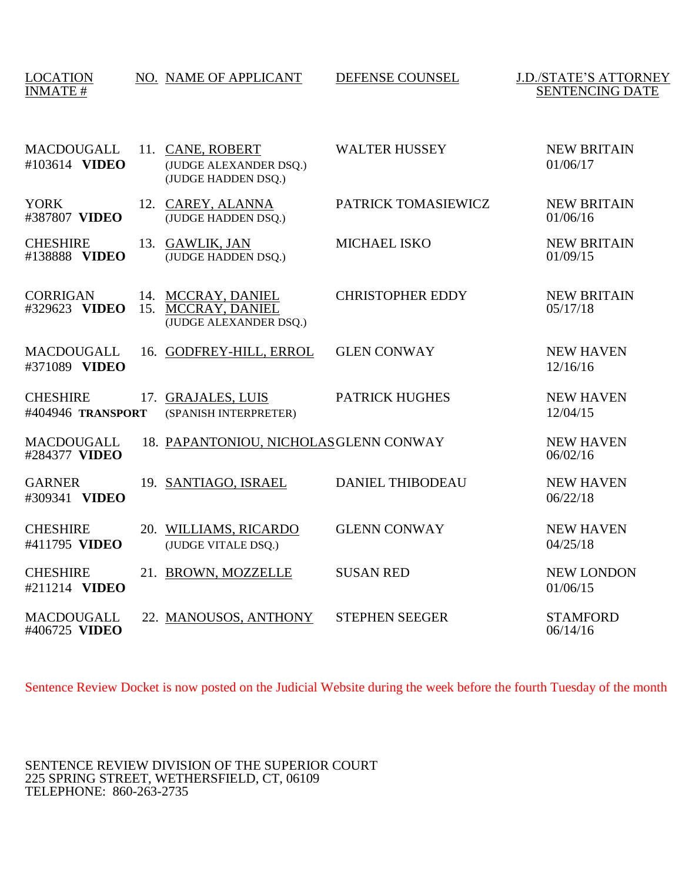| LOCATION INMATE # | NO. | NAME OF APPLICANT | DEFENSE COUNSEL | J.D./STATE'S ATTORNEY SENTENCING DATE |
|---|---|---|---|---|
| MACDOUGALL #103614 **VIDEO** | 11. | CANE, ROBERT (JUDGE ALEXANDER DSQ.) (JUDGE HADDEN DSQ.) | WALTER HUSSEY | NEW BRITAIN 01/06/17 |
| YORK #387807 **VIDEO** | 12. | CAREY, ALANNA (JUDGE HADDEN DSQ.) | PATRICK TOMASIEWICZ | NEW BRITAIN 01/06/16 |
| CHESHIRE #138888 **VIDEO** | 13. | GAWLIK, JAN (JUDGE HADDEN DSQ.) | MICHAEL ISKO | NEW BRITAIN 01/09/15 |
| CORRIGAN #329623 **VIDEO** | 14. 15. | MCCRAY, DANIEL MCCRAY, DANIEL (JUDGE ALEXANDER DSQ.) | CHRISTOPHER EDDY | NEW BRITAIN 05/17/18 |
| MACDOUGALL #371089 **VIDEO** | 16. | GODFREY-HILL, ERROL | GLEN CONWAY | NEW HAVEN 12/16/16 |
| CHESHIRE #404946 **TRANSPORT** | 17. | GRAJALES, LUIS (SPANISH INTERPRETER) | PATRICK HUGHES | NEW HAVEN 12/04/15 |
| MACDOUGALL #284377 **VIDEO** | 18. | PAPANTONIOU, NICHOLAS | GLENN CONWAY | NEW HAVEN 06/02/16 |
| GARNER #309341 **VIDEO** | 19. | SANTIAGO, ISRAEL | DANIEL THIBODEAU | NEW HAVEN 06/22/18 |
| CHESHIRE #411795 **VIDEO** | 20. | WILLIAMS, RICARDO (JUDGE VITALE DSQ.) | GLENN CONWAY | NEW HAVEN 04/25/18 |
| CHESHIRE #211214 **VIDEO** | 21. | BROWN, MOZZELLE | SUSAN RED | NEW LONDON 01/06/15 |
| MACDOUGALL #406725 **VIDEO** | 22. | MANOUSOS, ANTHONY | STEPHEN SEEGER | STAMFORD 06/14/16 |

Sentence Review Docket is now posted on the Judicial Website during the week before the fourth Tuesday of the month

SENTENCE REVIEW DIVISION OF THE SUPERIOR COURT
225 SPRING STREET, WETHERSFIELD, CT, 06109
TELEPHONE: 860-263-2735